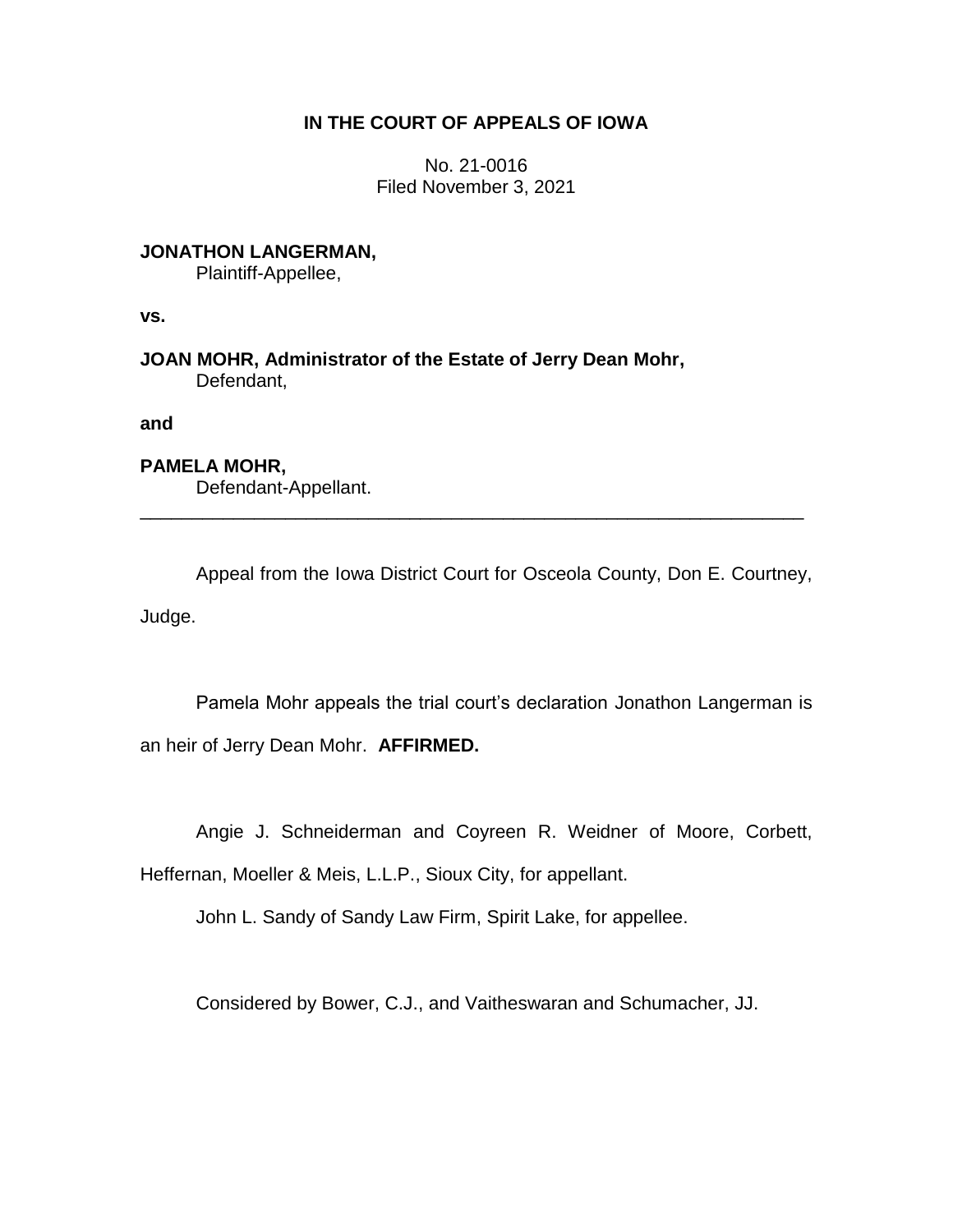# IN THE COURT OF APPEALS OF IOWA

No. 21-0016
Filed November 3, 2021

**JONATHON LANGERMAN,**
Plaintiff-Appellee,

**vs.**

**JOAN MOHR, Administrator of the Estate of Jerry Dean Mohr,**
Defendant,

**and**

**PAMELA MOHR,**
Defendant-Appellant.

---

Appeal from the Iowa District Court for Osceola County, Don E. Courtney, Judge.

Pamela Mohr appeals the trial court's declaration Jonathon Langerman is an heir of Jerry Dean Mohr. **AFFIRMED.**

Angie J. Schneiderman and Coyreen R. Weidner of Moore, Corbett, Heffernan, Moeller & Meis, L.L.P., Sioux City, for appellant.

John L. Sandy of Sandy Law Firm, Spirit Lake, for appellee.

Considered by Bower, C.J., and Vaitheswaran and Schumacher, JJ.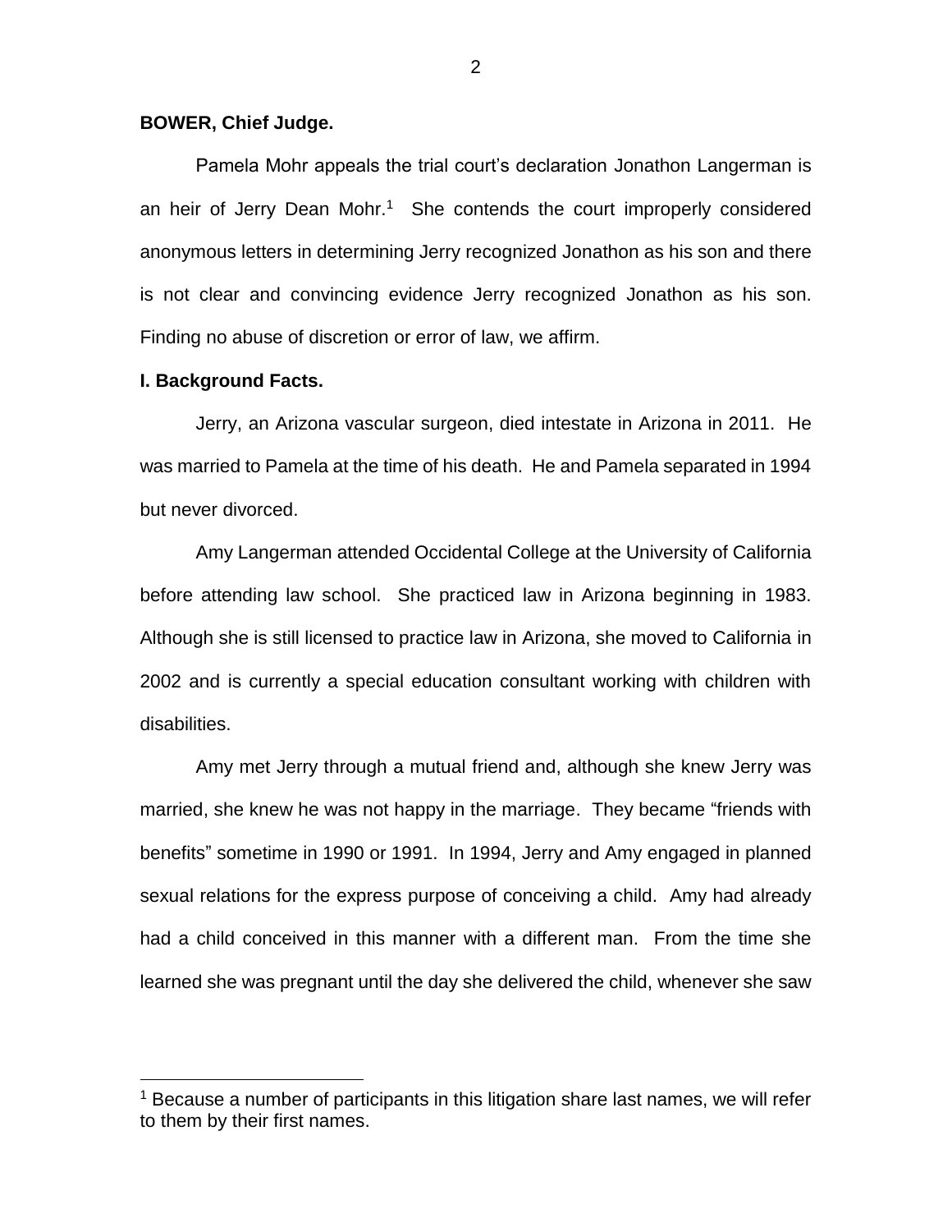**BOWER, Chief Judge.**

Pamela Mohr appeals the trial court's declaration Jonathon Langerman is an heir of Jerry Dean Mohr.[1] She contends the court improperly considered anonymous letters in determining Jerry recognized Jonathon as his son and there is not clear and convincing evidence Jerry recognized Jonathon as his son. Finding no abuse of discretion or error of law, we affirm.

**I. Background Facts.**

Jerry, an Arizona vascular surgeon, died intestate in Arizona in 2011. He was married to Pamela at the time of his death. He and Pamela separated in 1994 but never divorced.

Amy Langerman attended Occidental College at the University of California before attending law school. She practiced law in Arizona beginning in 1983. Although she is still licensed to practice law in Arizona, she moved to California in 2002 and is currently a special education consultant working with children with disabilities.

Amy met Jerry through a mutual friend and, although she knew Jerry was married, she knew he was not happy in the marriage. They became "friends with benefits" sometime in 1990 or 1991. In 1994, Jerry and Amy engaged in planned sexual relations for the express purpose of conceiving a child. Amy had already had a child conceived in this manner with a different man. From the time she learned she was pregnant until the day she delivered the child, whenever she saw

[1] Because a number of participants in this litigation share last names, we will refer to them by their first names.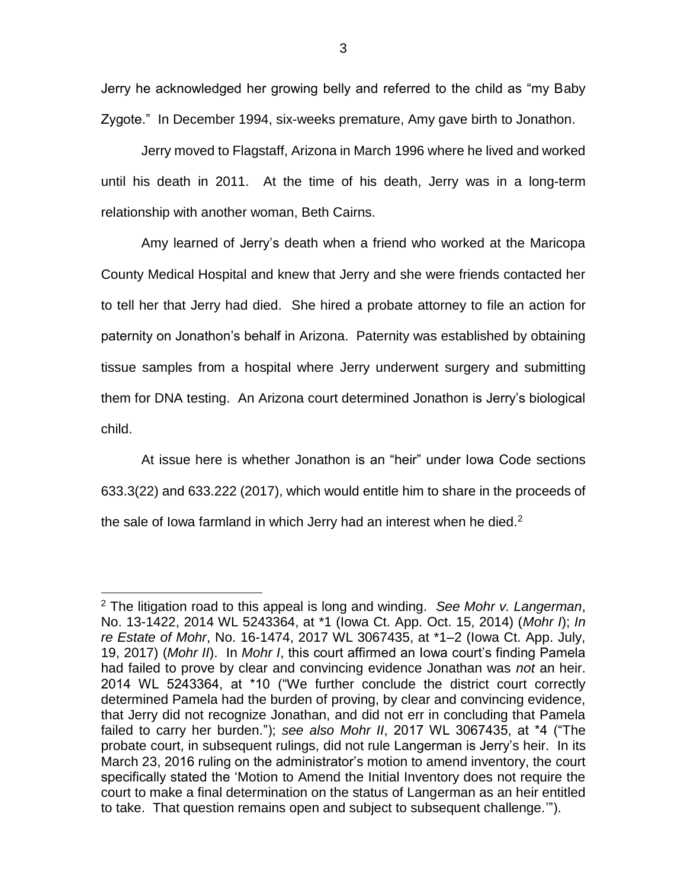Jerry he acknowledged her growing belly and referred to the child as "my Baby Zygote." In December 1994, six-weeks premature, Amy gave birth to Jonathon.

Jerry moved to Flagstaff, Arizona in March 1996 where he lived and worked until his death in 2011. At the time of his death, Jerry was in a long-term relationship with another woman, Beth Cairns.

Amy learned of Jerry's death when a friend who worked at the Maricopa County Medical Hospital and knew that Jerry and she were friends contacted her to tell her that Jerry had died. She hired a probate attorney to file an action for paternity on Jonathon's behalf in Arizona. Paternity was established by obtaining tissue samples from a hospital where Jerry underwent surgery and submitting them for DNA testing. An Arizona court determined Jonathon is Jerry's biological child.

At issue here is whether Jonathon is an "heir" under Iowa Code sections 633.3(22) and 633.222 (2017), which would entitle him to share in the proceeds of the sale of Iowa farmland in which Jerry had an interest when he died.[2]

---

[2] The litigation road to this appeal is long and winding. *See Mohr v. Langerman*, No. 13-1422, 2014 WL 5243364, at *1 (Iowa Ct. App. Oct. 15, 2014) (*Mohr I*); *In re Estate of Mohr*, No. 16-1474, 2017 WL 3067435, at *1–2 (Iowa Ct. App. July, 19, 2017) (*Mohr II*). In *Mohr I*, this court affirmed an Iowa court's finding Pamela had failed to prove by clear and convincing evidence Jonathan was *not* an heir. 2014 WL 5243364, at *10 ("We further conclude the district court correctly determined Pamela had the burden of proving, by clear and convincing evidence, that Jerry did not recognize Jonathan, and did not err in concluding that Pamela failed to carry her burden."); *see also Mohr II*, 2017 WL 3067435, at *4 ("The probate court, in subsequent rulings, did not rule Langerman is Jerry's heir. In its March 23, 2016 ruling on the administrator's motion to amend inventory, the court specifically stated the 'Motion to Amend the Initial Inventory does not require the court to make a final determination on the status of Langerman as an heir entitled to take. That question remains open and subject to subsequent challenge.'").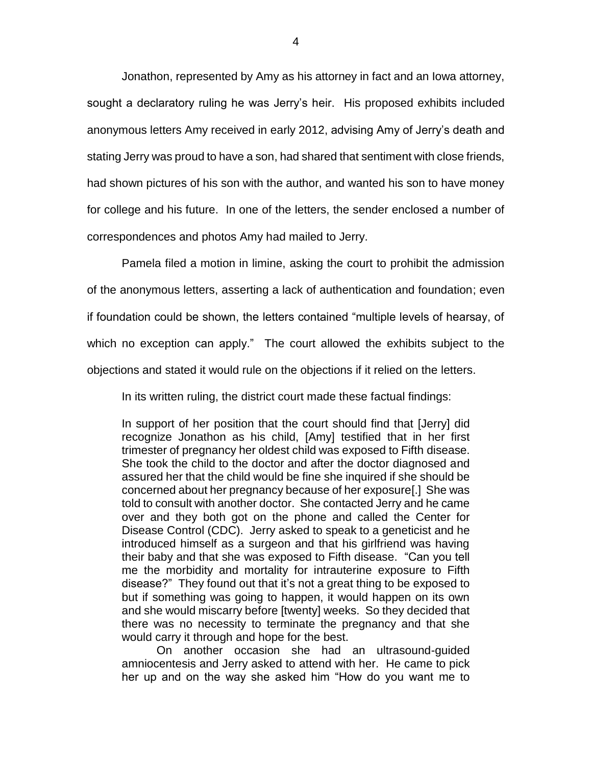Jonathon, represented by Amy as his attorney in fact and an Iowa attorney, sought a declaratory ruling he was Jerry's heir. His proposed exhibits included anonymous letters Amy received in early 2012, advising Amy of Jerry's death and stating Jerry was proud to have a son, had shared that sentiment with close friends, had shown pictures of his son with the author, and wanted his son to have money for college and his future. In one of the letters, the sender enclosed a number of correspondences and photos Amy had mailed to Jerry.

Pamela filed a motion in limine, asking the court to prohibit the admission of the anonymous letters, asserting a lack of authentication and foundation; even if foundation could be shown, the letters contained "multiple levels of hearsay, of which no exception can apply." The court allowed the exhibits subject to the objections and stated it would rule on the objections if it relied on the letters.

In its written ruling, the district court made these factual findings:

> In support of her position that the court should find that [Jerry] did recognize Jonathon as his child, [Amy] testified that in her first trimester of pregnancy her oldest child was exposed to Fifth disease. She took the child to the doctor and after the doctor diagnosed and assured her that the child would be fine she inquired if she should be concerned about her pregnancy because of her exposure[.] She was told to consult with another doctor. She contacted Jerry and he came over and they both got on the phone and called the Center for Disease Control (CDC). Jerry asked to speak to a geneticist and he introduced himself as a surgeon and that his girlfriend was having their baby and that she was exposed to Fifth disease. "Can you tell me the morbidity and mortality for intrauterine exposure to Fifth disease?" They found out that it's not a great thing to be exposed to but if something was going to happen, it would happen on its own and she would miscarry before [twenty] weeks. So they decided that there was no necessity to terminate the pregnancy and that she would carry it through and hope for the best.
>
> On another occasion she had an ultrasound-guided amniocentesis and Jerry asked to attend with her. He came to pick her up and on the way she asked him "How do you want me to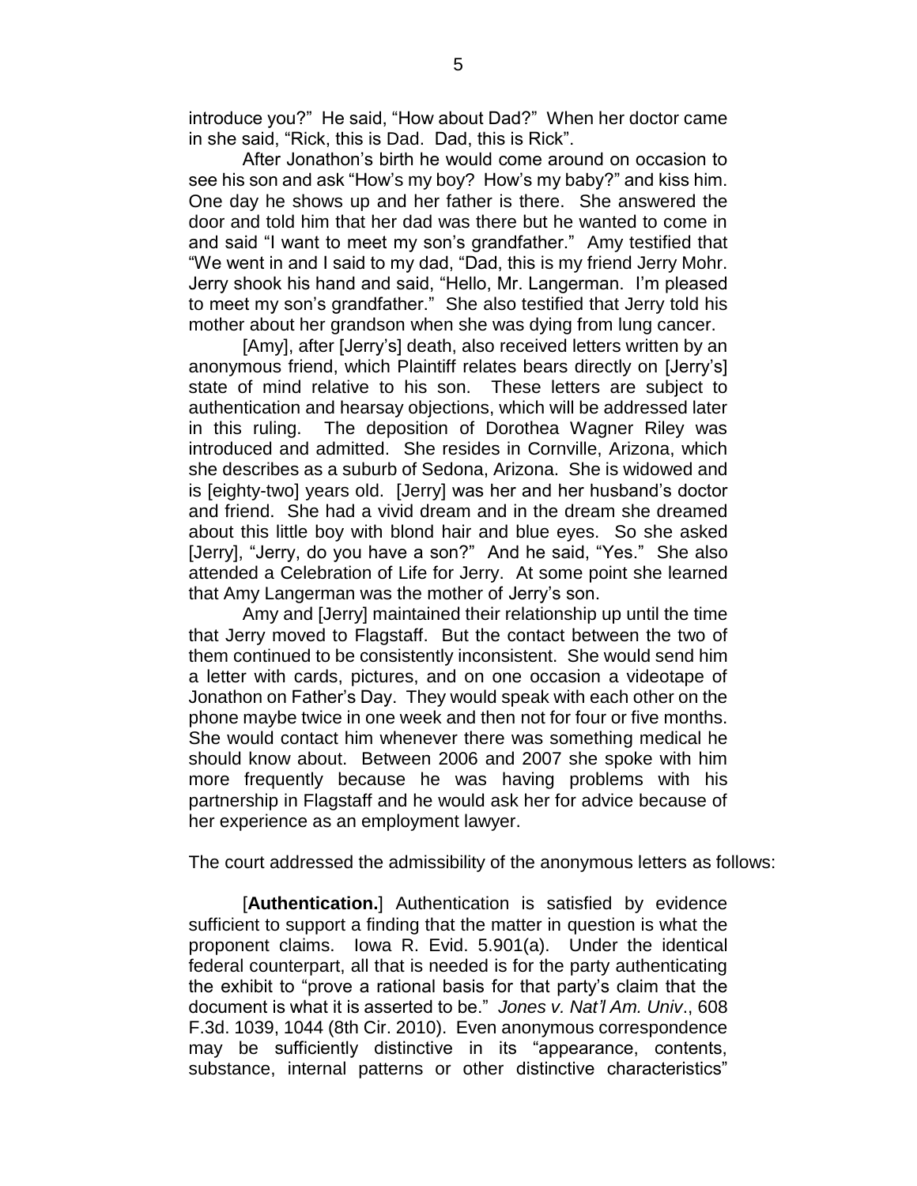introduce you?" He said, "How about Dad?" When her doctor came in she said, "Rick, this is Dad. Dad, this is Rick".

After Jonathon's birth he would come around on occasion to see his son and ask "How's my boy? How's my baby?" and kiss him. One day he shows up and her father is there. She answered the door and told him that her dad was there but he wanted to come in and said "I want to meet my son's grandfather." Amy testified that "We went in and I said to my dad, "Dad, this is my friend Jerry Mohr. Jerry shook his hand and said, "Hello, Mr. Langerman. I'm pleased to meet my son's grandfather." She also testified that Jerry told his mother about her grandson when she was dying from lung cancer.

[Amy], after [Jerry's] death, also received letters written by an anonymous friend, which Plaintiff relates bears directly on [Jerry's] state of mind relative to his son. These letters are subject to authentication and hearsay objections, which will be addressed later in this ruling. The deposition of Dorothea Wagner Riley was introduced and admitted. She resides in Cornville, Arizona, which she describes as a suburb of Sedona, Arizona. She is widowed and is [eighty-two] years old. [Jerry] was her and her husband's doctor and friend. She had a vivid dream and in the dream she dreamed about this little boy with blond hair and blue eyes. So she asked [Jerry], "Jerry, do you have a son?" And he said, "Yes." She also attended a Celebration of Life for Jerry. At some point she learned that Amy Langerman was the mother of Jerry's son.

Amy and [Jerry] maintained their relationship up until the time that Jerry moved to Flagstaff. But the contact between the two of them continued to be consistently inconsistent. She would send him a letter with cards, pictures, and on one occasion a videotape of Jonathon on Father's Day. They would speak with each other on the phone maybe twice in one week and then not for four or five months. She would contact him whenever there was something medical he should know about. Between 2006 and 2007 she spoke with him more frequently because he was having problems with his partnership in Flagstaff and he would ask her for advice because of her experience as an employment lawyer.

The court addressed the admissibility of the anonymous letters as follows:

[**Authentication.**] Authentication is satisfied by evidence sufficient to support a finding that the matter in question is what the proponent claims. Iowa R. Evid. 5.901(a). Under the identical federal counterpart, all that is needed is for the party authenticating the exhibit to "prove a rational basis for that party's claim that the document is what it is asserted to be." *Jones v. Nat'l Am. Univ*., 608 F.3d. 1039, 1044 (8th Cir. 2010). Even anonymous correspondence may be sufficiently distinctive in its "appearance, contents, substance, internal patterns or other distinctive characteristics"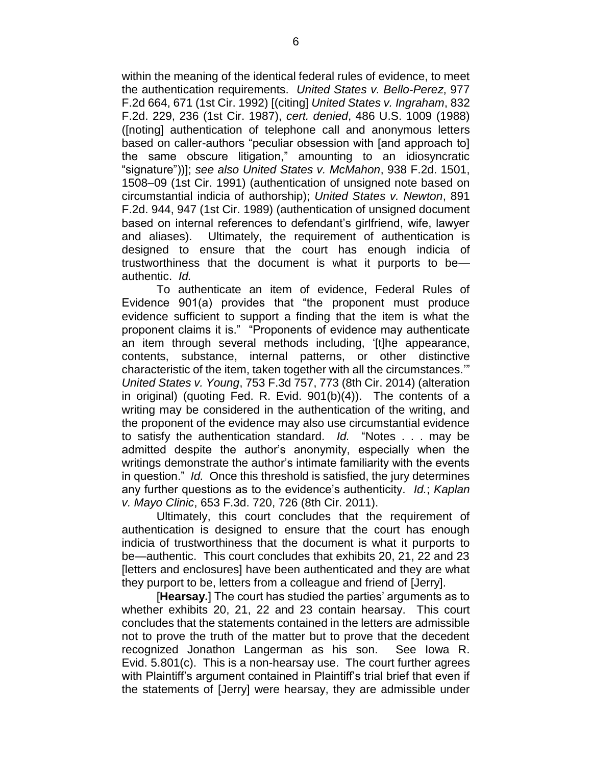within the meaning of the identical federal rules of evidence, to meet the authentication requirements. *United States v. Bello-Perez*, 977 F.2d 664, 671 (1st Cir. 1992) [(citing] *United States v. Ingraham*, 832 F.2d. 229, 236 (1st Cir. 1987), *cert. denied*, 486 U.S. 1009 (1988) ([noting] authentication of telephone call and anonymous letters based on caller-authors "peculiar obsession with [and approach to] the same obscure litigation," amounting to an idiosyncratic "signature"))]; *see also United States v. McMahon*, 938 F.2d. 1501, 1508–09 (1st Cir. 1991) (authentication of unsigned note based on circumstantial indicia of authorship); *United States v. Newton*, 891 F.2d. 944, 947 (1st Cir. 1989) (authentication of unsigned document based on internal references to defendant's girlfriend, wife, lawyer and aliases). Ultimately, the requirement of authentication is designed to ensure that the court has enough indicia of trustworthiness that the document is what it purports to be—authentic. *Id.*

To authenticate an item of evidence, Federal Rules of Evidence 901(a) provides that "the proponent must produce evidence sufficient to support a finding that the item is what the proponent claims it is." "Proponents of evidence may authenticate an item through several methods including, '[t]he appearance, contents, substance, internal patterns, or other distinctive characteristic of the item, taken together with all the circumstances.'" *United States v. Young*, 753 F.3d 757, 773 (8th Cir. 2014) (alteration in original) (quoting Fed. R. Evid. 901(b)(4)). The contents of a writing may be considered in the authentication of the writing, and the proponent of the evidence may also use circumstantial evidence to satisfy the authentication standard. *Id.* "Notes . . . may be admitted despite the author's anonymity, especially when the writings demonstrate the author's intimate familiarity with the events in question." *Id.* Once this threshold is satisfied, the jury determines any further questions as to the evidence's authenticity. *Id.*; *Kaplan v. Mayo Clinic*, 653 F.3d. 720, 726 (8th Cir. 2011).

Ultimately, this court concludes that the requirement of authentication is designed to ensure that the court has enough indicia of trustworthiness that the document is what it purports to be—authentic. This court concludes that exhibits 20, 21, 22 and 23 [letters and enclosures] have been authenticated and they are what they purport to be, letters from a colleague and friend of [Jerry].

[**Hearsay.**] The court has studied the parties' arguments as to whether exhibits 20, 21, 22 and 23 contain hearsay. This court concludes that the statements contained in the letters are admissible not to prove the truth of the matter but to prove that the decedent recognized Jonathon Langerman as his son. See Iowa R. Evid. 5.801(c). This is a non-hearsay use. The court further agrees with Plaintiff's argument contained in Plaintiff's trial brief that even if the statements of [Jerry] were hearsay, they are admissible under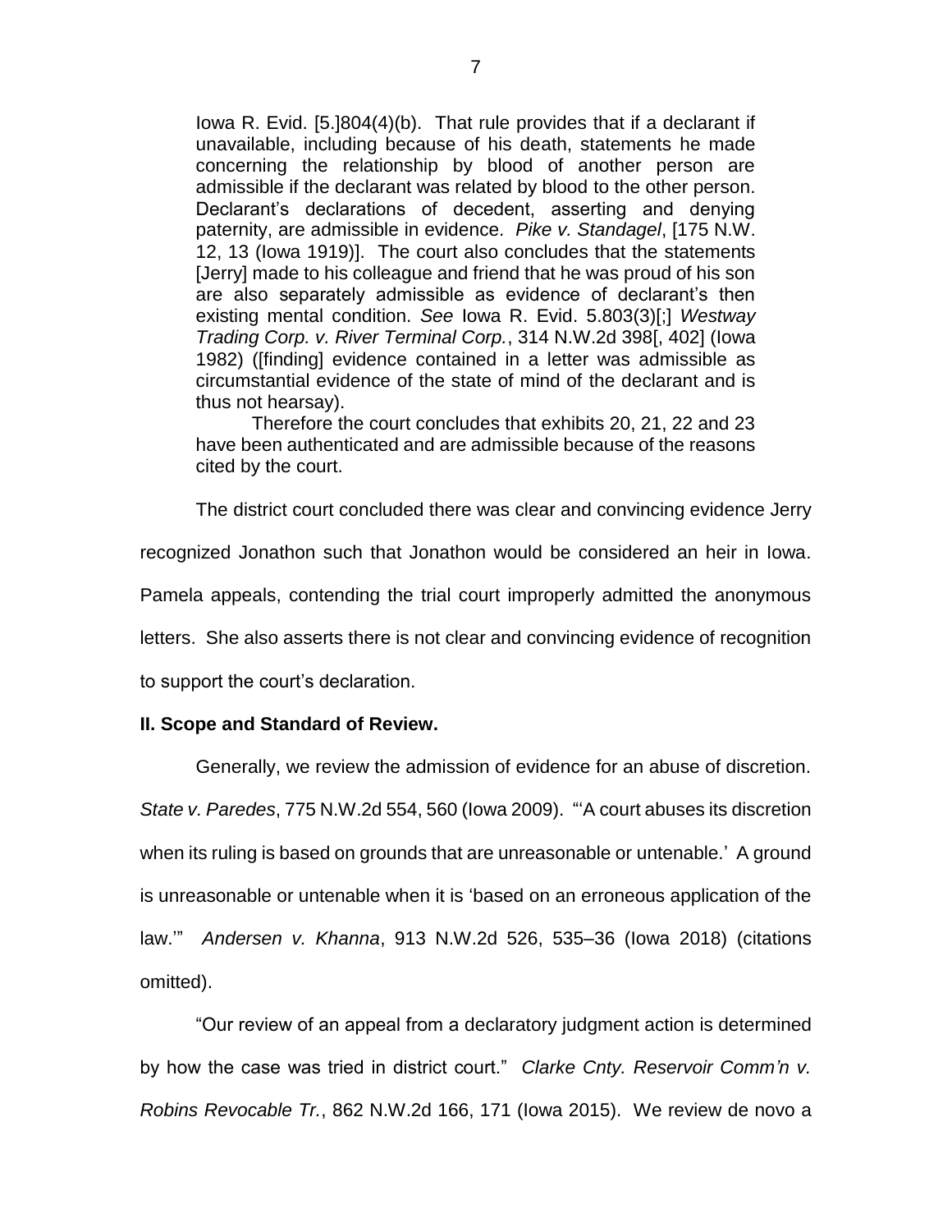> Iowa R. Evid. [5.]804(4)(b). That rule provides that if a declarant if unavailable, including because of his death, statements he made concerning the relationship by blood of another person are admissible if the declarant was related by blood to the other person. Declarant's declarations of decedent, asserting and denying paternity, are admissible in evidence. *Pike v. Standagel*, [175 N.W. 12, 13 (Iowa 1919)]. The court also concludes that the statements [Jerry] made to his colleague and friend that he was proud of his son are also separately admissible as evidence of declarant's then existing mental condition. *See* Iowa R. Evid. 5.803(3)[;] *Westway Trading Corp. v. River Terminal Corp.*, 314 N.W.2d 398[, 402] (Iowa 1982) ([finding] evidence contained in a letter was admissible as circumstantial evidence of the state of mind of the declarant and is thus not hearsay).
>
> Therefore the court concludes that exhibits 20, 21, 22 and 23 have been authenticated and are admissible because of the reasons cited by the court.

The district court concluded there was clear and convincing evidence Jerry recognized Jonathon such that Jonathon would be considered an heir in Iowa. Pamela appeals, contending the trial court improperly admitted the anonymous letters. She also asserts there is not clear and convincing evidence of recognition to support the court's declaration.

## II. Scope and Standard of Review.

Generally, we review the admission of evidence for an abuse of discretion. *State v. Paredes*, 775 N.W.2d 554, 560 (Iowa 2009). "'A court abuses its discretion when its ruling is based on grounds that are unreasonable or untenable.' A ground is unreasonable or untenable when it is 'based on an erroneous application of the law.'" *Andersen v. Khanna*, 913 N.W.2d 526, 535–36 (Iowa 2018) (citations omitted).

"Our review of an appeal from a declaratory judgment action is determined by how the case was tried in district court." *Clarke Cnty. Reservoir Comm'n v. Robins Revocable Tr.*, 862 N.W.2d 166, 171 (Iowa 2015). We review de novo a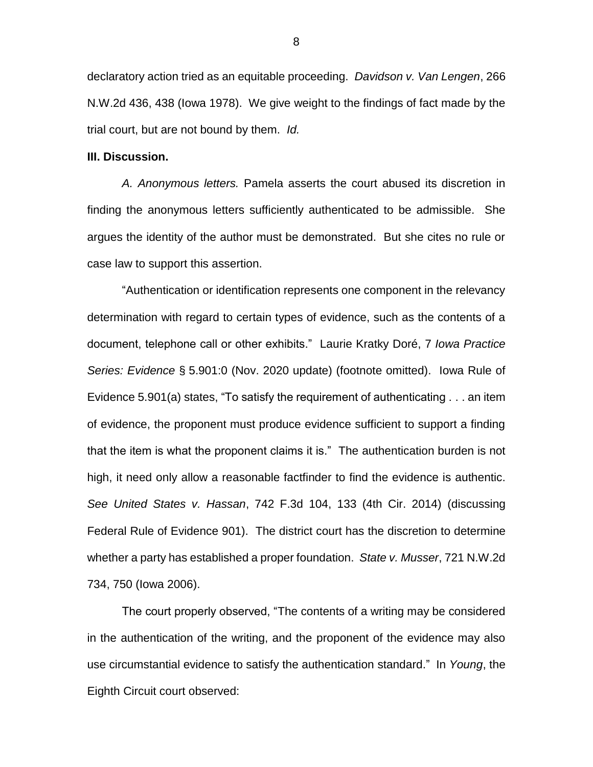declaratory action tried as an equitable proceeding. *Davidson v. Van Lengen*, 266 N.W.2d 436, 438 (Iowa 1978). We give weight to the findings of fact made by the trial court, but are not bound by them. *Id.*

**III. Discussion.**

*A. Anonymous letters.* Pamela asserts the court abused its discretion in finding the anonymous letters sufficiently authenticated to be admissible. She argues the identity of the author must be demonstrated. But she cites no rule or case law to support this assertion.

"Authentication or identification represents one component in the relevancy determination with regard to certain types of evidence, such as the contents of a document, telephone call or other exhibits." Laurie Kratky Doré, 7 *Iowa Practice Series: Evidence* § 5.901:0 (Nov. 2020 update) (footnote omitted). Iowa Rule of Evidence 5.901(a) states, "To satisfy the requirement of authenticating . . . an item of evidence, the proponent must produce evidence sufficient to support a finding that the item is what the proponent claims it is." The authentication burden is not high, it need only allow a reasonable factfinder to find the evidence is authentic. *See United States v. Hassan*, 742 F.3d 104, 133 (4th Cir. 2014) (discussing Federal Rule of Evidence 901). The district court has the discretion to determine whether a party has established a proper foundation. *State v. Musser*, 721 N.W.2d 734, 750 (Iowa 2006).

The court properly observed, "The contents of a writing may be considered in the authentication of the writing, and the proponent of the evidence may also use circumstantial evidence to satisfy the authentication standard." In *Young*, the Eighth Circuit court observed: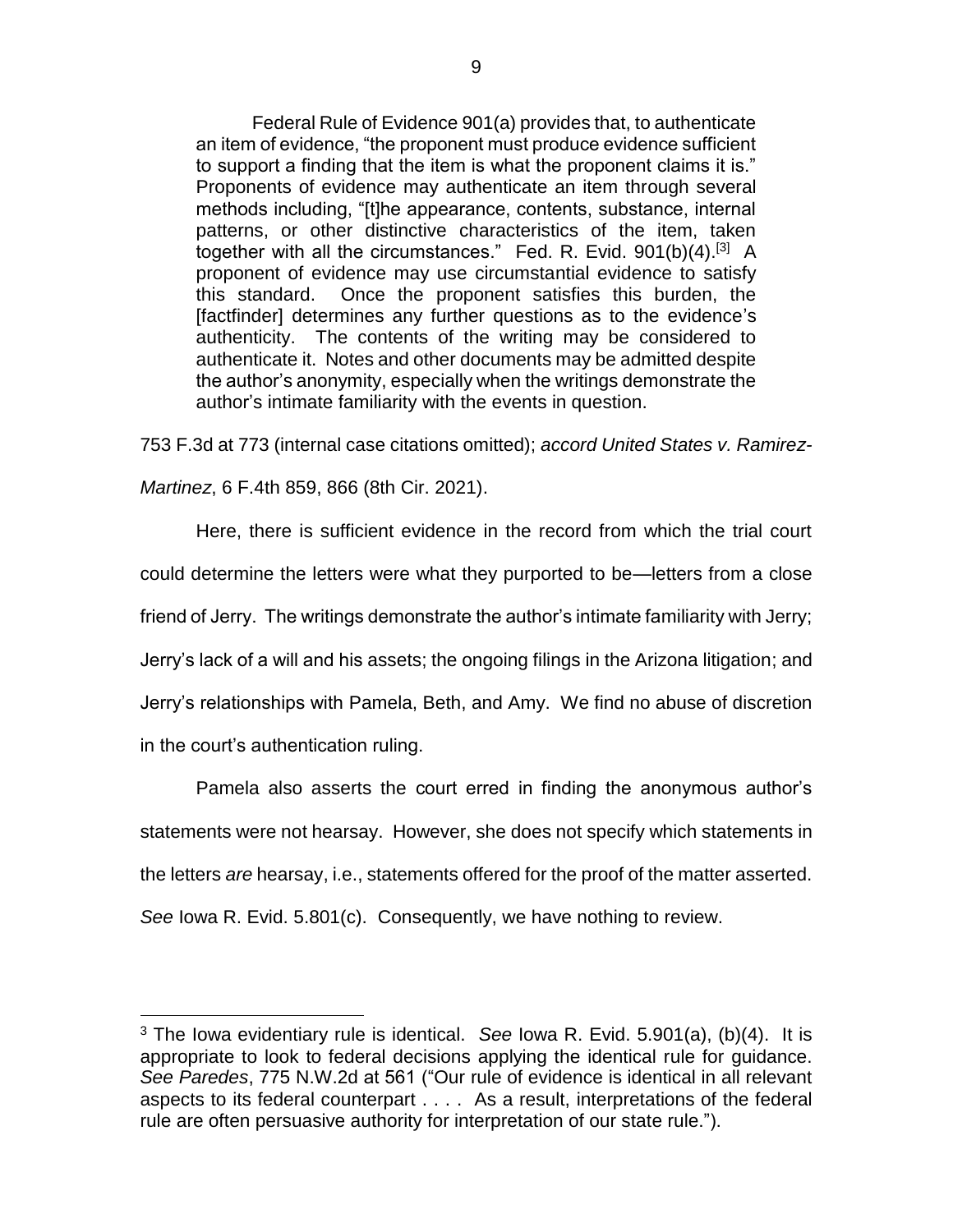> Federal Rule of Evidence 901(a) provides that, to authenticate an item of evidence, "the proponent must produce evidence sufficient to support a finding that the item is what the proponent claims it is." Proponents of evidence may authenticate an item through several methods including, "[t]he appearance, contents, substance, internal patterns, or other distinctive characteristics of the item, taken together with all the circumstances." Fed. R. Evid. 901(b)(4).[3] A proponent of evidence may use circumstantial evidence to satisfy this standard. Once the proponent satisfies this burden, the [factfinder] determines any further questions as to the evidence's authenticity. The contents of the writing may be considered to authenticate it. Notes and other documents may be admitted despite the author's anonymity, especially when the writings demonstrate the author's intimate familiarity with the events in question.

753 F.3d at 773 (internal case citations omitted); *accord United States v. Ramirez-Martinez*, 6 F.4th 859, 866 (8th Cir. 2021).

Here, there is sufficient evidence in the record from which the trial court could determine the letters were what they purported to be—letters from a close friend of Jerry. The writings demonstrate the author's intimate familiarity with Jerry; Jerry's lack of a will and his assets; the ongoing filings in the Arizona litigation; and Jerry's relationships with Pamela, Beth, and Amy. We find no abuse of discretion in the court's authentication ruling.

Pamela also asserts the court erred in finding the anonymous author's statements were not hearsay. However, she does not specify which statements in the letters *are* hearsay, i.e., statements offered for the proof of the matter asserted. *See* Iowa R. Evid. 5.801(c). Consequently, we have nothing to review.

---

[3] The Iowa evidentiary rule is identical. *See* Iowa R. Evid. 5.901(a), (b)(4). It is appropriate to look to federal decisions applying the identical rule for guidance. *See Paredes*, 775 N.W.2d at 561 ("Our rule of evidence is identical in all relevant aspects to its federal counterpart . . . . As a result, interpretations of the federal rule are often persuasive authority for interpretation of our state rule.").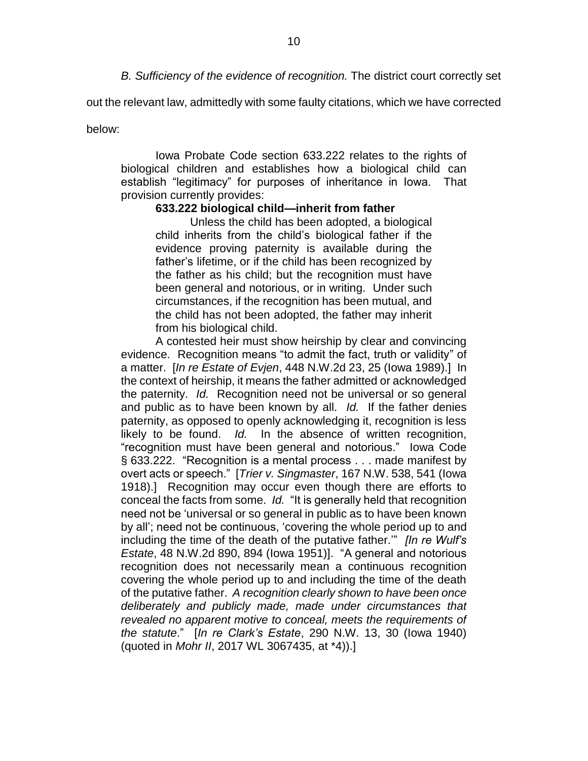*B. Sufficiency of the evidence of recognition.* The district court correctly set out the relevant law, admittedly with some faulty citations, which we have corrected below:

> Iowa Probate Code section 633.222 relates to the rights of biological children and establishes how a biological child can establish "legitimacy" for purposes of inheritance in Iowa. That provision currently provides:
>
> > **633.222 biological child—inherit from father**
> >
> > Unless the child has been adopted, a biological child inherits from the child's biological father if the evidence proving paternity is available during the father's lifetime, or if the child has been recognized by the father as his child; but the recognition must have been general and notorious, or in writing. Under such circumstances, if the recognition has been mutual, and the child has not been adopted, the father may inherit from his biological child.
>
> A contested heir must show heirship by clear and convincing evidence. Recognition means "to admit the fact, truth or validity" of a matter. [*In re Estate of Evjen*, 448 N.W.2d 23, 25 (Iowa 1989).] In the context of heirship, it means the father admitted or acknowledged the paternity. *Id.* Recognition need not be universal or so general and public as to have been known by all. *Id.* If the father denies paternity, as opposed to openly acknowledging it, recognition is less likely to be found. *Id.* In the absence of written recognition, "recognition must have been general and notorious." Iowa Code § 633.222. "Recognition is a mental process . . . made manifest by overt acts or speech." [*Trier v. Singmaster*, 167 N.W. 538, 541 (Iowa 1918).] Recognition may occur even though there are efforts to conceal the facts from some. *Id.* "It is generally held that recognition need not be 'universal or so general in public as to have been known by all'; need not be continuous, 'covering the whole period up to and including the time of the death of the putative father.'" *[In re Wulf's Estate*, 48 N.W.2d 890, 894 (Iowa 1951)]. "A general and notorious recognition does not necessarily mean a continuous recognition covering the whole period up to and including the time of the death of the putative father. *A recognition clearly shown to have been once deliberately and publicly made, made under circumstances that revealed no apparent motive to conceal, meets the requirements of the statute*." [*In re Clark's Estate*, 290 N.W. 13, 30 (Iowa 1940) (quoted in *Mohr II*, 2017 WL 3067435, at *4)).]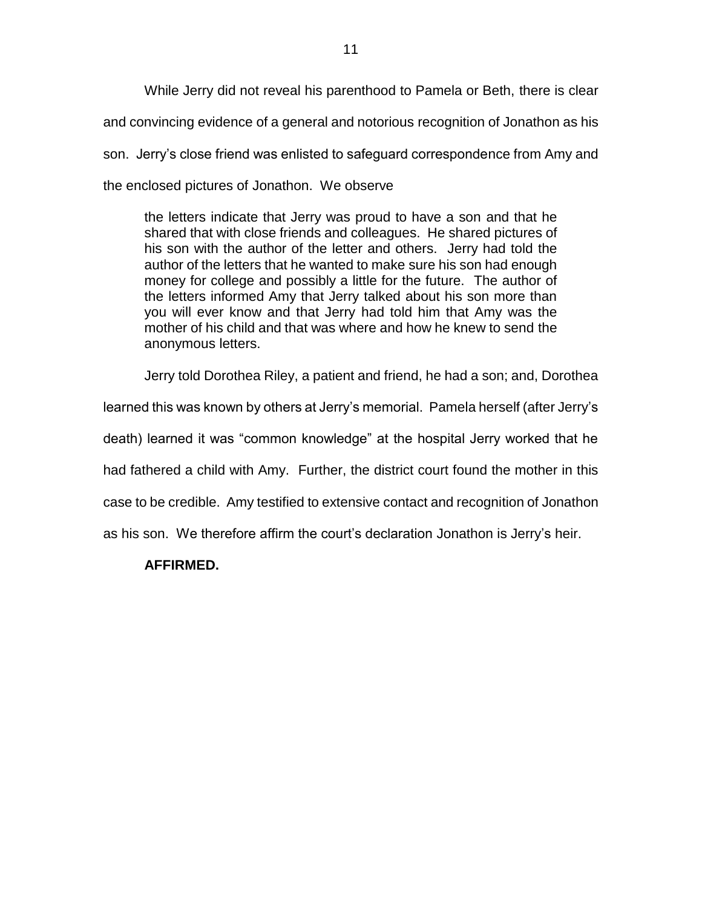While Jerry did not reveal his parenthood to Pamela or Beth, there is clear and convincing evidence of a general and notorious recognition of Jonathon as his son. Jerry's close friend was enlisted to safeguard correspondence from Amy and the enclosed pictures of Jonathon. We observe

> the letters indicate that Jerry was proud to have a son and that he shared that with close friends and colleagues. He shared pictures of his son with the author of the letter and others. Jerry had told the author of the letters that he wanted to make sure his son had enough money for college and possibly a little for the future. The author of the letters informed Amy that Jerry talked about his son more than you will ever know and that Jerry had told him that Amy was the mother of his child and that was where and how he knew to send the anonymous letters.

Jerry told Dorothea Riley, a patient and friend, he had a son; and, Dorothea learned this was known by others at Jerry's memorial. Pamela herself (after Jerry's death) learned it was "common knowledge" at the hospital Jerry worked that he had fathered a child with Amy. Further, the district court found the mother in this case to be credible. Amy testified to extensive contact and recognition of Jonathon as his son. We therefore affirm the court's declaration Jonathon is Jerry's heir.

**AFFIRMED.**